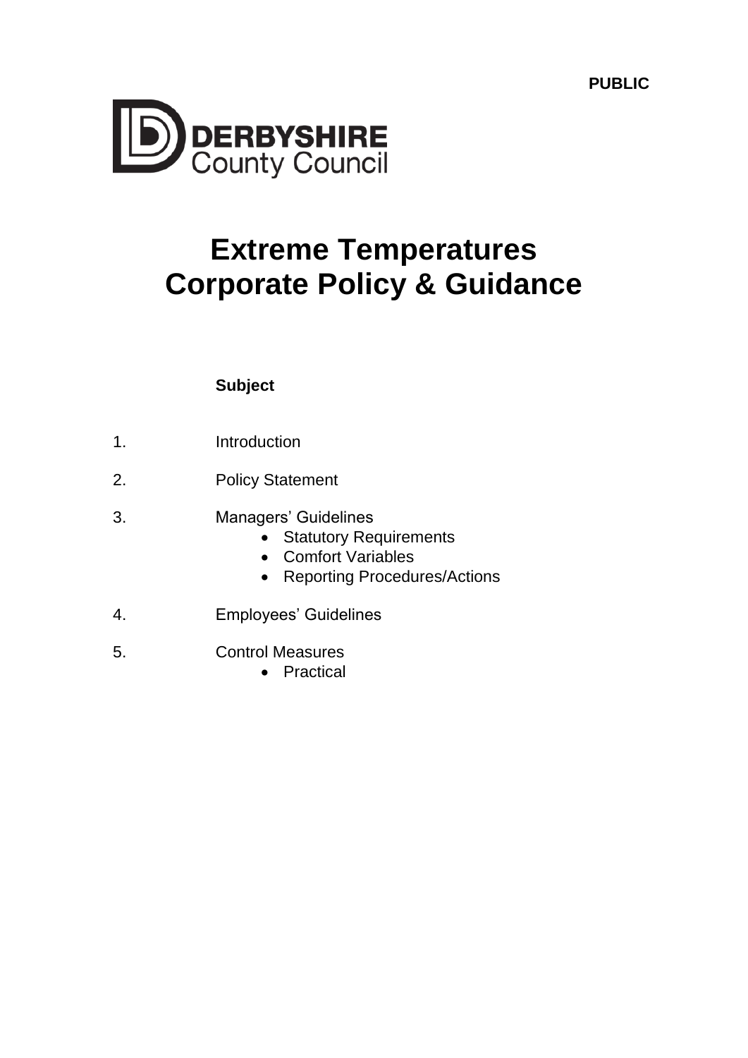PUBLIC

DERBYSHIRE County Council

# Extreme Temperatures Corporate Policy & Guidance

**Subject**

1. Introduction
2. Policy Statement
3. Managers' Guidelines
   - Statutory Requirements
   - Comfort Variables
   - Reporting Procedures/Actions
4. Employees' Guidelines
5. Control Measures
   - Practical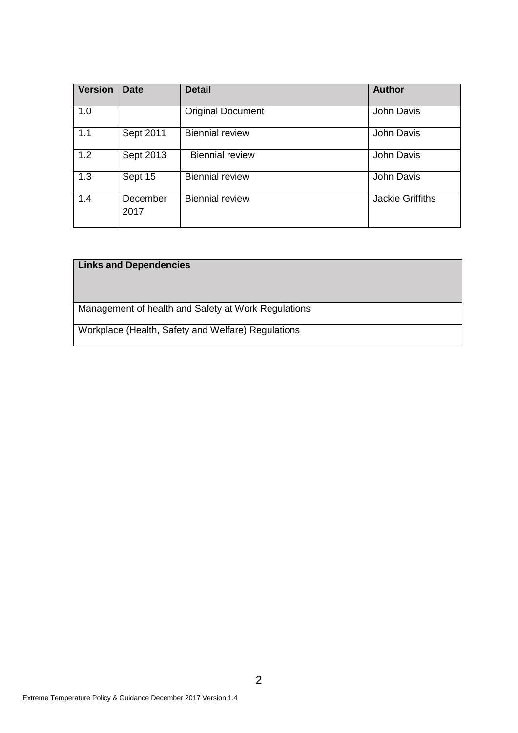| Version | Date | Detail | Author |
|---|---|---|---|
| 1.0 | | Original Document | John Davis |
| 1.1 | Sept 2011 | Biennial review | John Davis |
| 1.2 | Sept 2013 | Biennial review | John Davis |
| 1.3 | Sept 15 | Biennial review | John Davis |
| 1.4 | December 2017 | Biennial review | Jackie Griffiths |

| Links and Dependencies |
|---|
| Management of health and Safety at Work Regulations |
| Workplace (Health, Safety and Welfare) Regulations |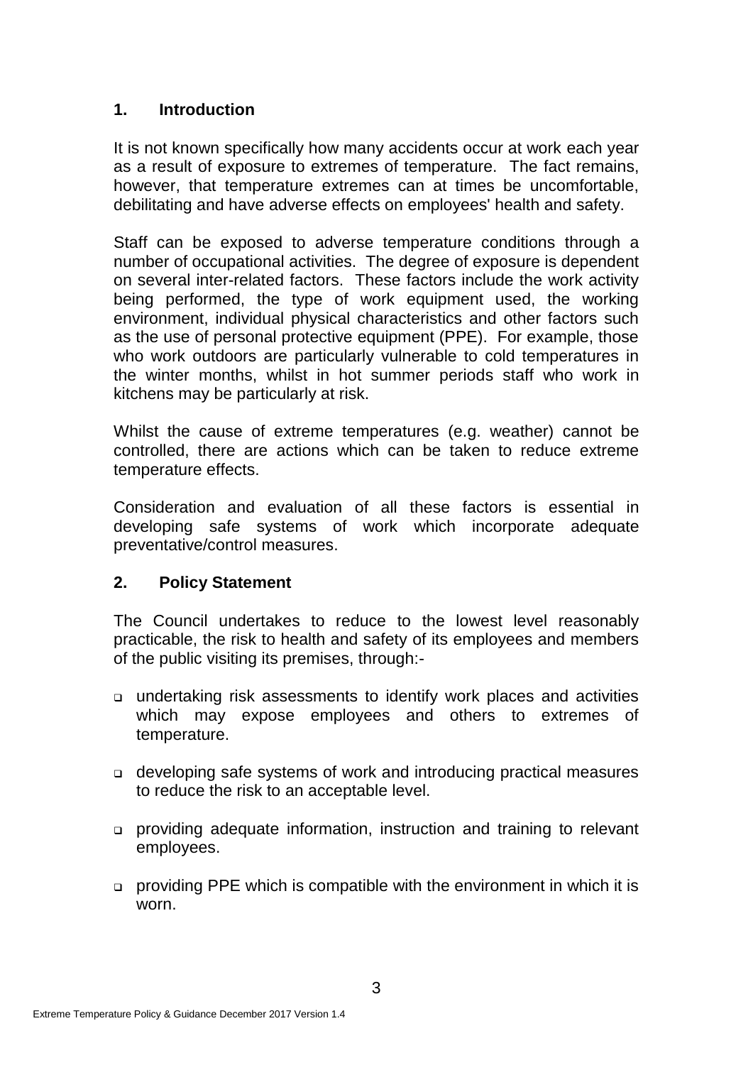## 1. Introduction

It is not known specifically how many accidents occur at work each year as a result of exposure to extremes of temperature. The fact remains, however, that temperature extremes can at times be uncomfortable, debilitating and have adverse effects on employees' health and safety.

Staff can be exposed to adverse temperature conditions through a number of occupational activities. The degree of exposure is dependent on several inter-related factors. These factors include the work activity being performed, the type of work equipment used, the working environment, individual physical characteristics and other factors such as the use of personal protective equipment (PPE). For example, those who work outdoors are particularly vulnerable to cold temperatures in the winter months, whilst in hot summer periods staff who work in kitchens may be particularly at risk.

Whilst the cause of extreme temperatures (e.g. weather) cannot be controlled, there are actions which can be taken to reduce extreme temperature effects.

Consideration and evaluation of all these factors is essential in developing safe systems of work which incorporate adequate preventative/control measures.

## 2. Policy Statement

The Council undertakes to reduce to the lowest level reasonably practicable, the risk to health and safety of its employees and members of the public visiting its premises, through:-

- undertaking risk assessments to identify work places and activities which may expose employees and others to extremes of temperature.
- developing safe systems of work and introducing practical measures to reduce the risk to an acceptable level.
- providing adequate information, instruction and training to relevant employees.
- providing PPE which is compatible with the environment in which it is worn.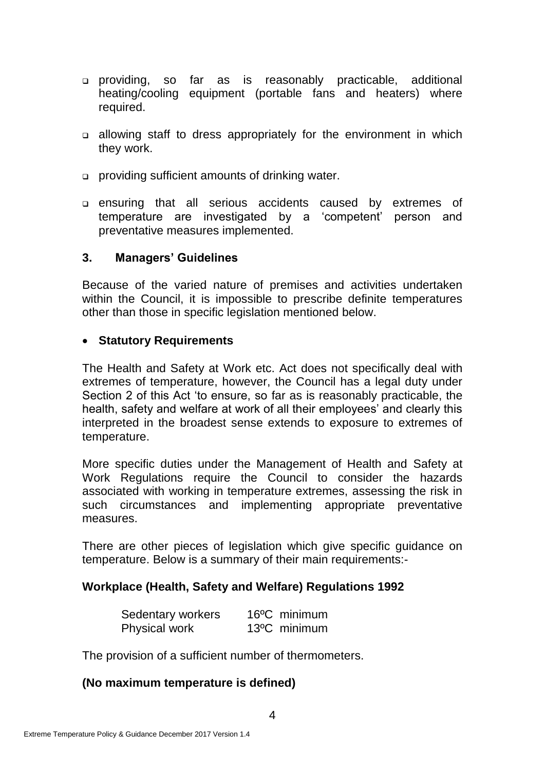- providing, so far as is reasonably practicable, additional heating/cooling equipment (portable fans and heaters) where required.
- allowing staff to dress appropriately for the environment in which they work.
- providing sufficient amounts of drinking water.
- ensuring that all serious accidents caused by extremes of temperature are investigated by a 'competent' person and preventative measures implemented.

## 3. Managers' Guidelines

Because of the varied nature of premises and activities undertaken within the Council, it is impossible to prescribe definite temperatures other than those in specific legislation mentioned below.

- **Statutory Requirements**

The Health and Safety at Work etc. Act does not specifically deal with extremes of temperature, however, the Council has a legal duty under Section 2 of this Act 'to ensure, so far as is reasonably practicable, the health, safety and welfare at work of all their employees' and clearly this interpreted in the broadest sense extends to exposure to extremes of temperature.

More specific duties under the Management of Health and Safety at Work Regulations require the Council to consider the hazards associated with working in temperature extremes, assessing the risk in such circumstances and implementing appropriate preventative measures.

There are other pieces of legislation which give specific guidance on temperature. Below is a summary of their main requirements:-

**Workplace (Health, Safety and Welfare) Regulations 1992**

| | |
|---|---|
| Sedentary workers | 16ºC minimum |
| Physical work | 13ºC minimum |

The provision of a sufficient number of thermometers.

**(No maximum temperature is defined)**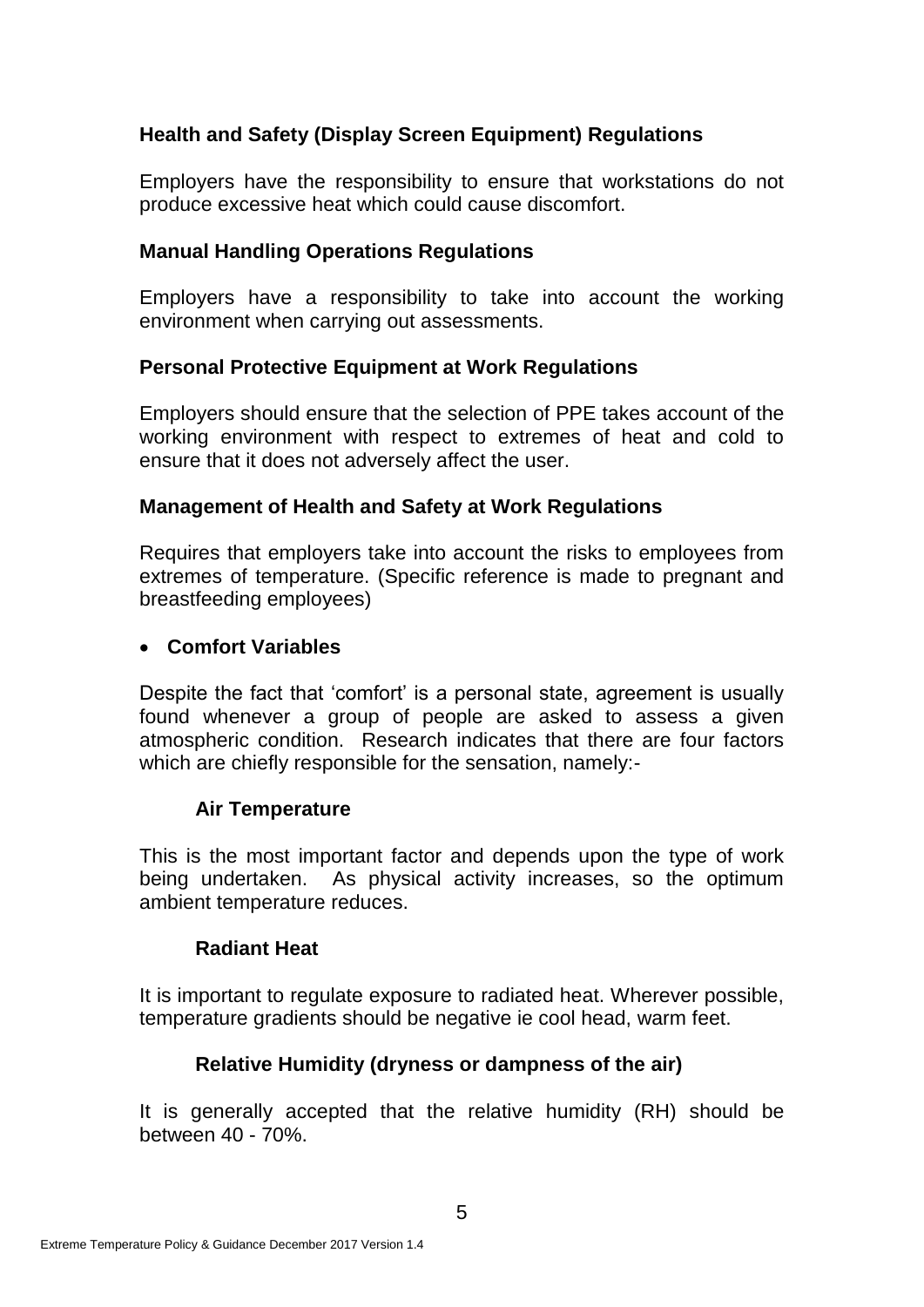**Health and Safety (Display Screen Equipment) Regulations**

Employers have the responsibility to ensure that workstations do not produce excessive heat which could cause discomfort.

**Manual Handling Operations Regulations**

Employers have a responsibility to take into account the working environment when carrying out assessments.

**Personal Protective Equipment at Work Regulations**

Employers should ensure that the selection of PPE takes account of the working environment with respect to extremes of heat and cold to ensure that it does not adversely affect the user.

**Management of Health and Safety at Work Regulations**

Requires that employers take into account the risks to employees from extremes of temperature. (Specific reference is made to pregnant and breastfeeding employees)

- **Comfort Variables**

Despite the fact that 'comfort' is a personal state, agreement is usually found whenever a group of people are asked to assess a given atmospheric condition. Research indicates that there are four factors which are chiefly responsible for the sensation, namely:-

**Air Temperature**

This is the most important factor and depends upon the type of work being undertaken. As physical activity increases, so the optimum ambient temperature reduces.

**Radiant Heat**

It is important to regulate exposure to radiated heat. Wherever possible, temperature gradients should be negative ie cool head, warm feet.

**Relative Humidity (dryness or dampness of the air)**

It is generally accepted that the relative humidity (RH) should be between 40 - 70%.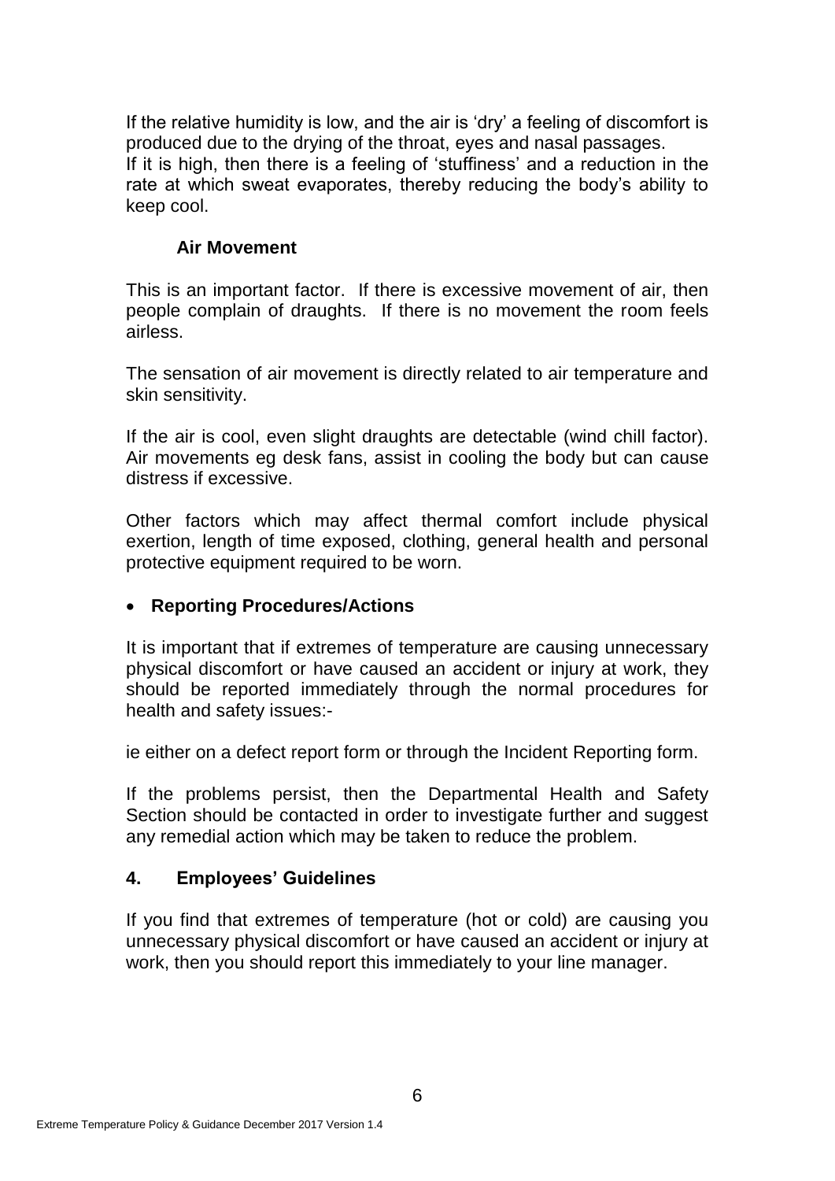If the relative humidity is low, and the air is 'dry' a feeling of discomfort is produced due to the drying of the throat, eyes and nasal passages.
If it is high, then there is a feeling of 'stuffiness' and a reduction in the rate at which sweat evaporates, thereby reducing the body's ability to keep cool.

**Air Movement**

This is an important factor. If there is excessive movement of air, then people complain of draughts. If there is no movement the room feels airless.

The sensation of air movement is directly related to air temperature and skin sensitivity.

If the air is cool, even slight draughts are detectable (wind chill factor). Air movements eg desk fans, assist in cooling the body but can cause distress if excessive.

Other factors which may affect thermal comfort include physical exertion, length of time exposed, clothing, general health and personal protective equipment required to be worn.

- **Reporting Procedures/Actions**

It is important that if extremes of temperature are causing unnecessary physical discomfort or have caused an accident or injury at work, they should be reported immediately through the normal procedures for health and safety issues:-

ie either on a defect report form or through the Incident Reporting form.

If the problems persist, then the Departmental Health and Safety Section should be contacted in order to investigate further and suggest any remedial action which may be taken to reduce the problem.

## 4. Employees' Guidelines

If you find that extremes of temperature (hot or cold) are causing you unnecessary physical discomfort or have caused an accident or injury at work, then you should report this immediately to your line manager.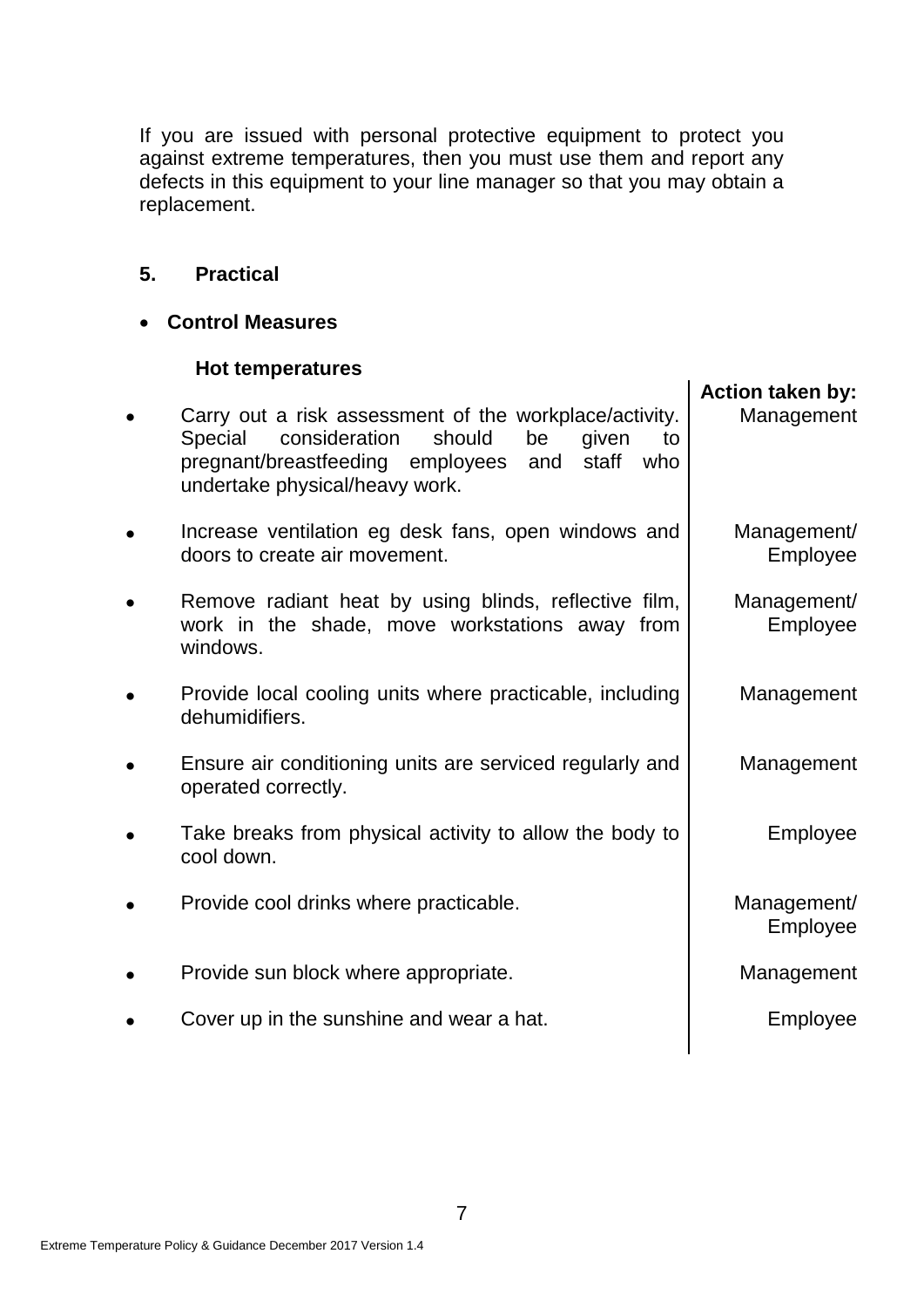If you are issued with personal protective equipment to protect you against extreme temperatures, then you must use them and report any defects in this equipment to your line manager so that you may obtain a replacement.

## 5. Practical

- **Control Measures**

**Hot temperatures**

| | Action taken by: |
|---|---|
| • Carry out a risk assessment of the workplace/activity. Special consideration should be given to pregnant/breastfeeding employees and staff who undertake physical/heavy work. | Management |
| • Increase ventilation eg desk fans, open windows and doors to create air movement. | Management/ Employee |
| • Remove radiant heat by using blinds, reflective film, work in the shade, move workstations away from windows. | Management/ Employee |
| • Provide local cooling units where practicable, including dehumidifiers. | Management |
| • Ensure air conditioning units are serviced regularly and operated correctly. | Management |
| • Take breaks from physical activity to allow the body to cool down. | Employee |
| • Provide cool drinks where practicable. | Management/ Employee |
| • Provide sun block where appropriate. | Management |
| • Cover up in the sunshine and wear a hat. | Employee |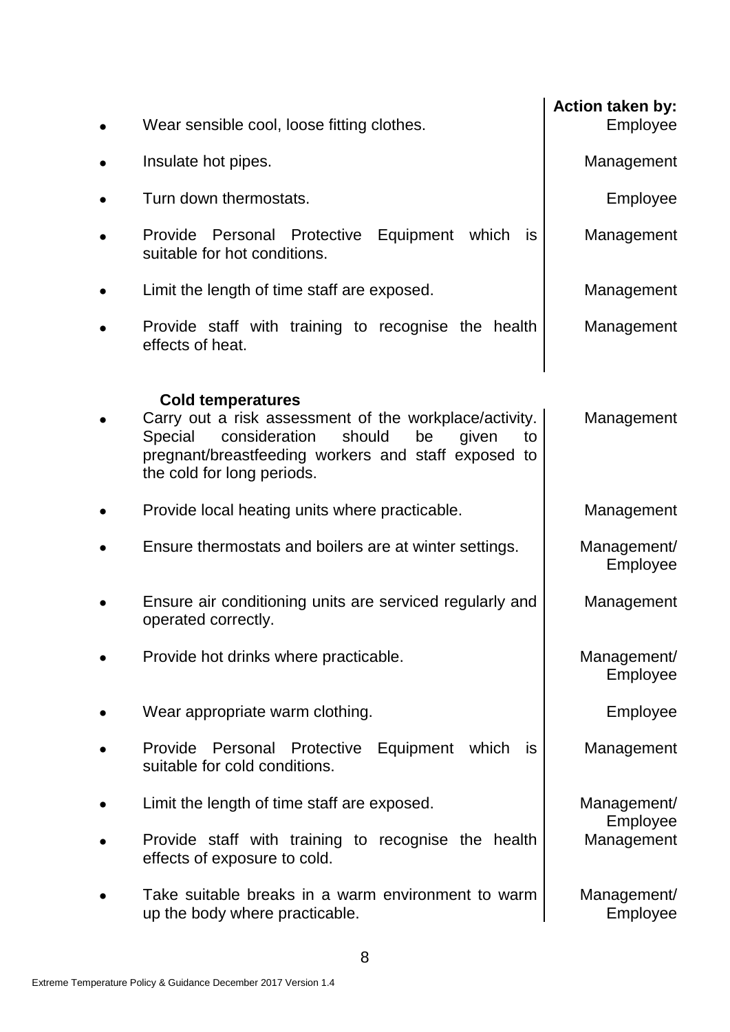| | Action taken by: |
|---|---|
| Wear sensible cool, loose fitting clothes. | Employee |
| Insulate hot pipes. | Management |
| Turn down thermostats. | Employee |
| Provide Personal Protective Equipment which is suitable for hot conditions. | Management |
| Limit the length of time staff are exposed. | Management |
| Provide staff with training to recognise the health effects of heat. | Management |
| **Cold temperatures** | |
| Carry out a risk assessment of the workplace/activity. Special consideration should be given to pregnant/breastfeeding workers and staff exposed to the cold for long periods. | Management |
| Provide local heating units where practicable. | Management |
| Ensure thermostats and boilers are at winter settings. | Management/ Employee |
| Ensure air conditioning units are serviced regularly and operated correctly. | Management |
| Provide hot drinks where practicable. | Management/ Employee |
| Wear appropriate warm clothing. | Employee |
| Provide Personal Protective Equipment which is suitable for cold conditions. | Management |
| Limit the length of time staff are exposed. | Management/ Employee |
| Provide staff with training to recognise the health effects of exposure to cold. | Management |
| Take suitable breaks in a warm environment to warm up the body where practicable. | Management/ Employee |